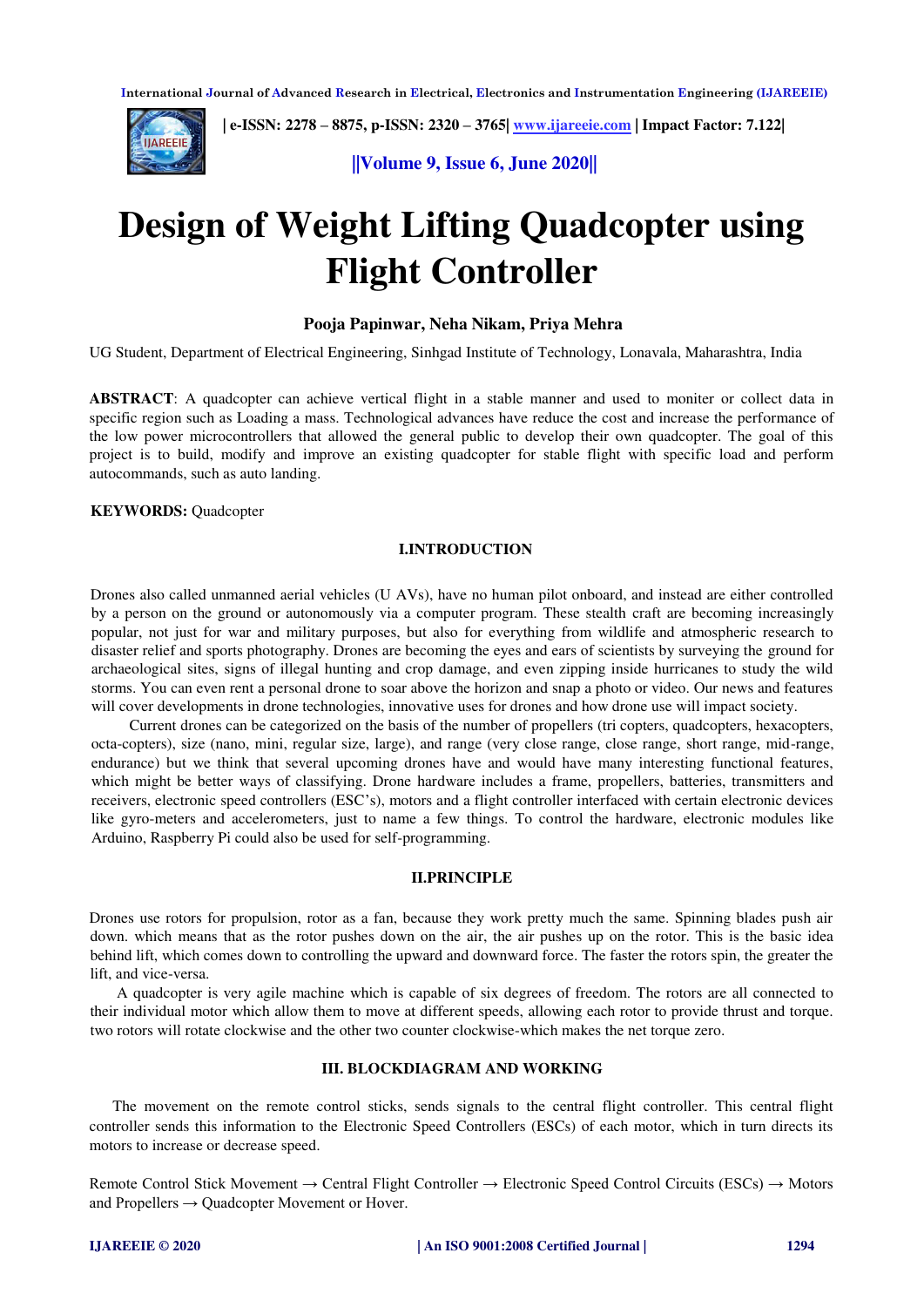# Design of Weight Lifting Quadcopter using Flight Controller

**Pooja Papinwar, Neha Nikam, Priya Mehra**

UG Student, Department of Electrical Engineering, Sinhgad Institute of Technology, Lonavala, Maharashtra, India

**ABSTRACT**: A quadcopter can achieve vertical flight in a stable manner and used to moniter or collect data in specific region such as Loading a mass. Technological advances have reduce the cost and increase the performance of the low power microcontrollers that allowed the general public to develop their own quadcopter. The goal of this project is to build, modify and improve an existing quadcopter for stable flight with specific load and perform autocommands, such as auto landing.

**KEYWORDS:** Quadcopter

## I.INTRODUCTION

Drones also called unmanned aerial vehicles (U AVs), have no human pilot onboard, and instead are either controlled by a person on the ground or autonomously via a computer program. These stealth craft are becoming increasingly popular, not just for war and military purposes, but also for everything from wildlife and atmospheric research to disaster relief and sports photography. Drones are becoming the eyes and ears of scientists by surveying the ground for archaeological sites, signs of illegal hunting and crop damage, and even zipping inside hurricanes to study the wild storms. You can even rent a personal drone to soar above the horizon and snap a photo or video. Our news and features will cover developments in drone technologies, innovative uses for drones and how drone use will impact society.

Current drones can be categorized on the basis of the number of propellers (tri copters, quadcopters, hexacopters, octa-copters), size (nano, mini, regular size, large), and range (very close range, close range, short range, mid-range, endurance) but we think that several upcoming drones have and would have many interesting functional features, which might be better ways of classifying. Drone hardware includes a frame, propellers, batteries, transmitters and receivers, electronic speed controllers (ESC's), motors and a flight controller interfaced with certain electronic devices like gyro-meters and accelerometers, just to name a few things. To control the hardware, electronic modules like Arduino, Raspberry Pi could also be used for self-programming.

## II.PRINCIPLE

Drones use rotors for propulsion, rotor as a fan, because they work pretty much the same. Spinning blades push air down. which means that as the rotor pushes down on the air, the air pushes up on the rotor. This is the basic idea behind lift, which comes down to controlling the upward and downward force. The faster the rotors spin, the greater the lift, and vice-versa.

A quadcopter is very agile machine which is capable of six degrees of freedom. The rotors are all connected to their individual motor which allow them to move at different speeds, allowing each rotor to provide thrust and torque. two rotors will rotate clockwise and the other two counter clockwise-which makes the net torque zero.

## III. BLOCKDIAGRAM AND WORKING

The movement on the remote control sticks, sends signals to the central flight controller. This central flight controller sends this information to the Electronic Speed Controllers (ESCs) of each motor, which in turn directs its motors to increase or decrease speed.

Remote Control Stick Movement → Central Flight Controller → Electronic Speed Control Circuits (ESCs) → Motors and Propellers → Quadcopter Movement or Hover.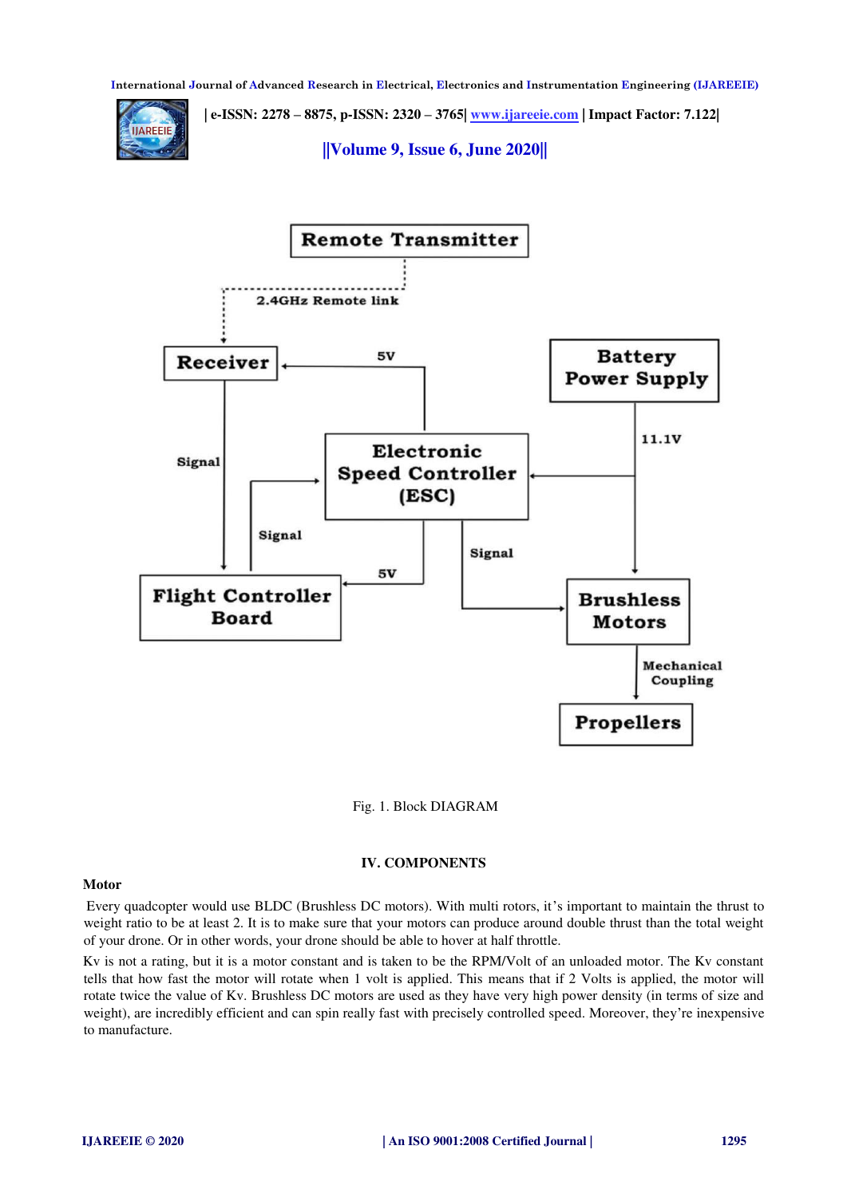Fig. 1. Block DIAGRAM

## IV. COMPONENTS

### Motor

Every quadcopter would use BLDC (Brushless DC motors). With multi rotors, it's important to maintain the thrust to weight ratio to be at least 2. It is to make sure that your motors can produce around double thrust than the total weight of your drone. Or in other words, your drone should be able to hover at half throttle.

Kv is not a rating, but it is a motor constant and is taken to be the RPM/Volt of an unloaded motor. The Kv constant tells that how fast the motor will rotate when 1 volt is applied. This means that if 2 Volts is applied, the motor will rotate twice the value of Kv. Brushless DC motors are used as they have very high power density (in terms of size and weight), are incredibly efficient and can spin really fast with precisely controlled speed. Moreover, they're inexpensive to manufacture.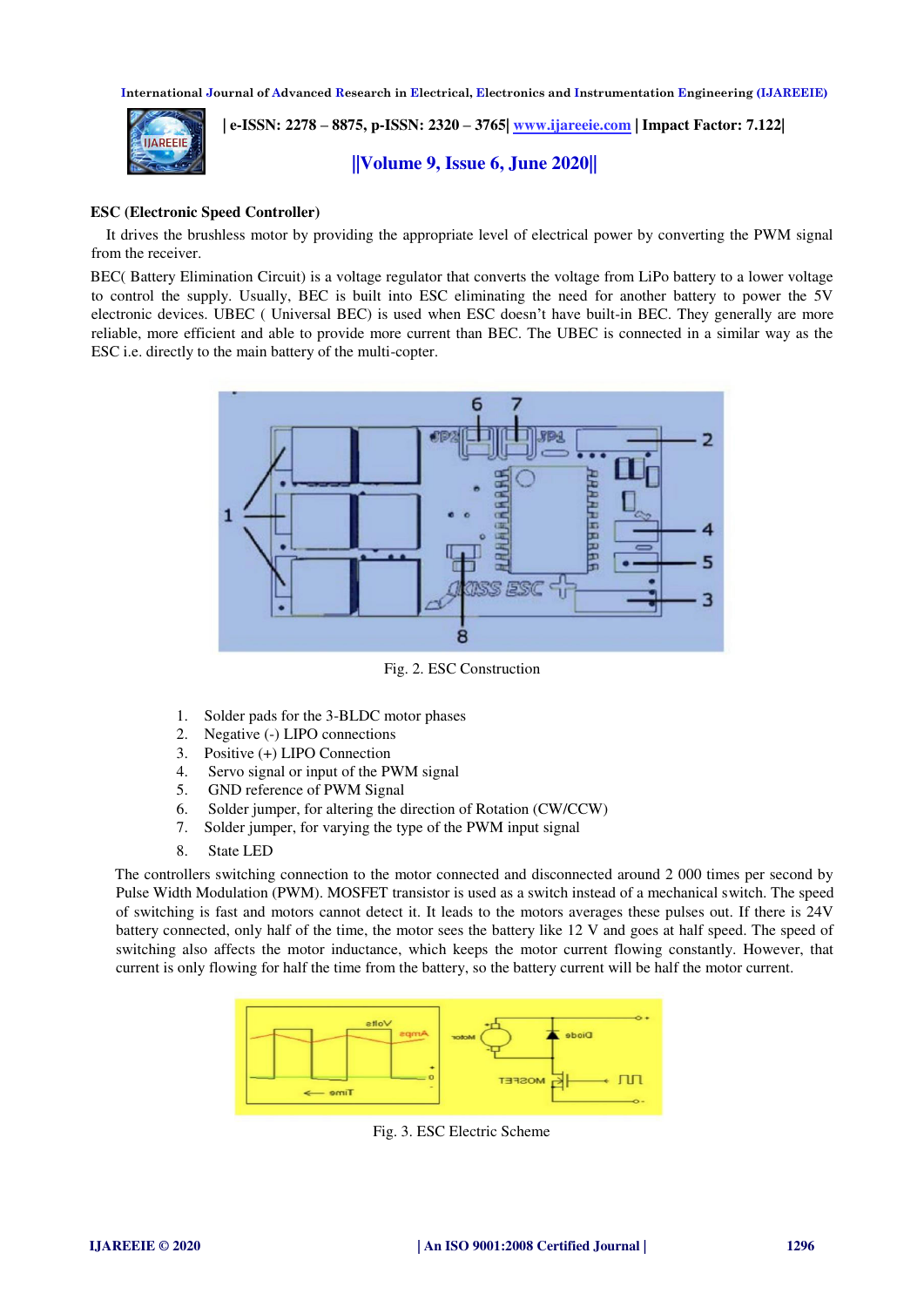**ESC (Electronic Speed Controller)**

It drives the brushless motor by providing the appropriate level of electrical power by converting the PWM signal from the receiver.

BEC( Battery Elimination Circuit) is a voltage regulator that converts the voltage from LiPo battery to a lower voltage to control the supply. Usually, BEC is built into ESC eliminating the need for another battery to power the 5V electronic devices. UBEC ( Universal BEC) is used when ESC doesn't have built-in BEC. They generally are more reliable, more efficient and able to provide more current than BEC. The UBEC is connected in a similar way as the ESC i.e. directly to the main battery of the multi-copter.

Fig. 2. ESC Construction

1. Solder pads for the 3-BLDC motor phases
2. Negative (-) LIPO connections
3. Positive (+) LIPO Connection
4. Servo signal or input of the PWM signal
5. GND reference of PWM Signal
6. Solder jumper, for altering the direction of Rotation (CW/CCW)
7. Solder jumper, for varying the type of the PWM input signal
8. State LED

The controllers switching connection to the motor connected and disconnected around 2 000 times per second by Pulse Width Modulation (PWM). MOSFET transistor is used as a switch instead of a mechanical switch. The speed of switching is fast and motors cannot detect it. It leads to the motors averages these pulses out. If there is 24V battery connected, only half of the time, the motor sees the battery like 12 V and goes at half speed. The speed of switching also affects the motor inductance, which keeps the motor current flowing constantly. However, that current is only flowing for half the time from the battery, so the battery current will be half the motor current.

Fig. 3. ESC Electric Scheme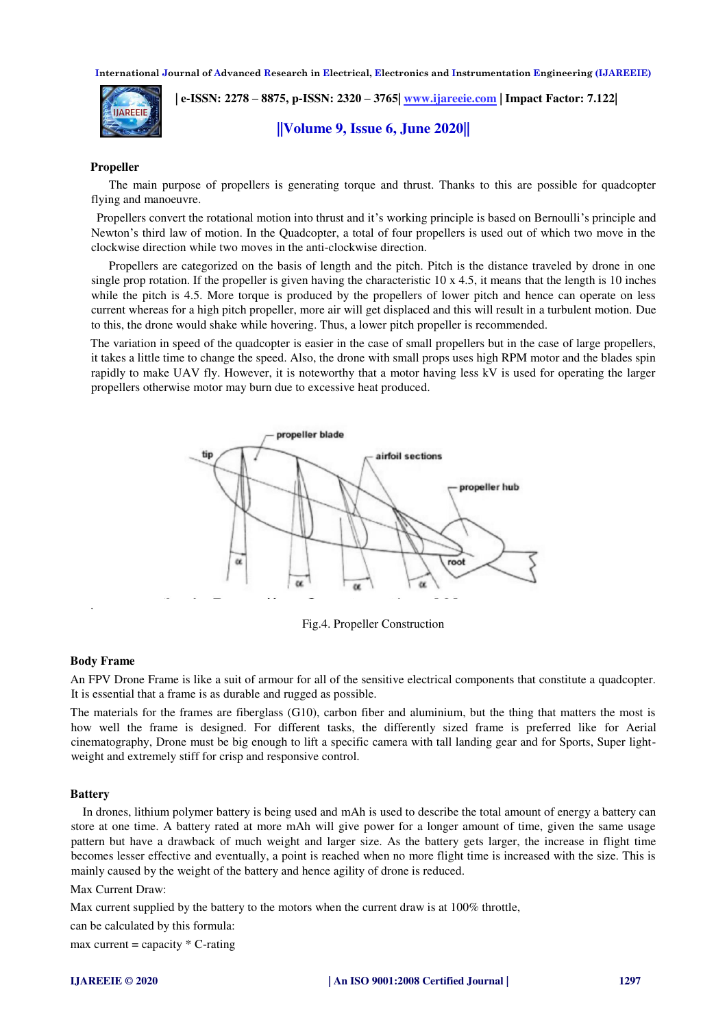**Propeller**

The main purpose of propellers is generating torque and thrust. Thanks to this are possible for quadcopter flying and manoeuvre.

Propellers convert the rotational motion into thrust and it's working principle is based on Bernoulli's principle and Newton's third law of motion. In the Quadcopter, a total of four propellers is used out of which two move in the clockwise direction while two moves in the anti-clockwise direction.

Propellers are categorized on the basis of length and the pitch. Pitch is the distance traveled by drone in one single prop rotation. If the propeller is given having the characteristic 10 x 4.5, it means that the length is 10 inches while the pitch is 4.5. More torque is produced by the propellers of lower pitch and hence can operate on less current whereas for a high pitch propeller, more air will get displaced and this will result in a turbulent motion. Due to this, the drone would shake while hovering. Thus, a lower pitch propeller is recommended.

The variation in speed of the quadcopter is easier in the case of small propellers but in the case of large propellers, it takes a little time to change the speed. Also, the drone with small props uses high RPM motor and the blades spin rapidly to make UAV fly. However, it is noteworthy that a motor having less kV is used for operating the larger propellers otherwise motor may burn due to excessive heat produced.

Fig.4. Propeller Construction

**Body Frame**

An FPV Drone Frame is like a suit of armour for all of the sensitive electrical components that constitute a quadcopter. It is essential that a frame is as durable and rugged as possible.

The materials for the frames are fiberglass (G10), carbon fiber and aluminium, but the thing that matters the most is how well the frame is designed. For different tasks, the differently sized frame is preferred like for Aerial cinematography, Drone must be big enough to lift a specific camera with tall landing gear and for Sports, Super light-weight and extremely stiff for crisp and responsive control.

**Battery**

In drones, lithium polymer battery is being used and mAh is used to describe the total amount of energy a battery can store at one time. A battery rated at more mAh will give power for a longer amount of time, given the same usage pattern but have a drawback of much weight and larger size. As the battery gets larger, the increase in flight time becomes lesser effective and eventually, a point is reached when no more flight time is increased with the size. This is mainly caused by the weight of the battery and hence agility of drone is reduced.

Max Current Draw:

Max current supplied by the battery to the motors when the current draw is at 100% throttle,

can be calculated by this formula:

max current = capacity * C-rating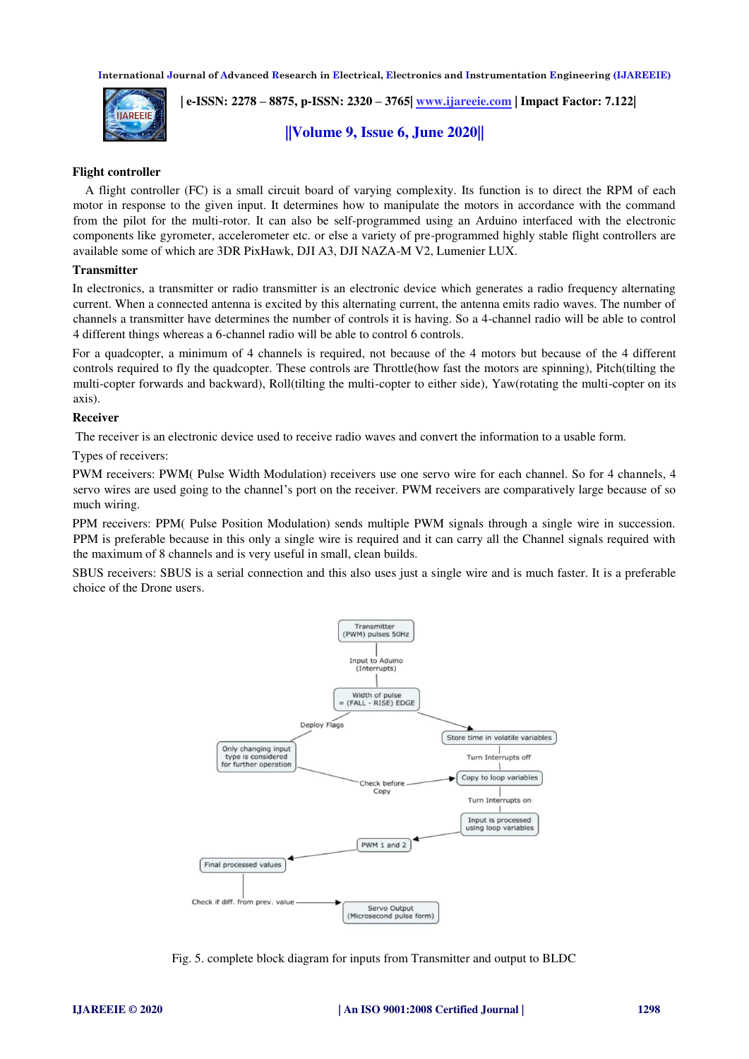**Flight controller**

A flight controller (FC) is a small circuit board of varying complexity. Its function is to direct the RPM of each motor in response to the given input. It determines how to manipulate the motors in accordance with the command from the pilot for the multi-rotor. It can also be self-programmed using an Arduino interfaced with the electronic components like gyrometer, accelerometer etc. or else a variety of pre-programmed highly stable flight controllers are available some of which are 3DR PixHawk, DJI A3, DJI NAZA-M V2, Lumenier LUX.

**Transmitter**

In electronics, a transmitter or radio transmitter is an electronic device which generates a radio frequency alternating current. When a connected antenna is excited by this alternating current, the antenna emits radio waves. The number of channels a transmitter have determines the number of controls it is having. So a 4-channel radio will be able to control 4 different things whereas a 6-channel radio will be able to control 6 controls.

For a quadcopter, a minimum of 4 channels is required, not because of the 4 motors but because of the 4 different controls required to fly the quadcopter. These controls are Throttle(how fast the motors are spinning), Pitch(tilting the multi-copter forwards and backward), Roll(tilting the multi-copter to either side), Yaw(rotating the multi-copter on its axis).

**Receiver**

The receiver is an electronic device used to receive radio waves and convert the information to a usable form.

Types of receivers:

PWM receivers: PWM( Pulse Width Modulation) receivers use one servo wire for each channel. So for 4 channels, 4 servo wires are used going to the channel's port on the receiver. PWM receivers are comparatively large because of so much wiring.

PPM receivers: PPM( Pulse Position Modulation) sends multiple PWM signals through a single wire in succession. PPM is preferable because in this only a single wire is required and it can carry all the Channel signals required with the maximum of 8 channels and is very useful in small, clean builds.

SBUS receivers: SBUS is a serial connection and this also uses just a single wire and is much faster. It is a preferable choice of the Drone users.

Fig. 5. complete block diagram for inputs from Transmitter and output to BLDC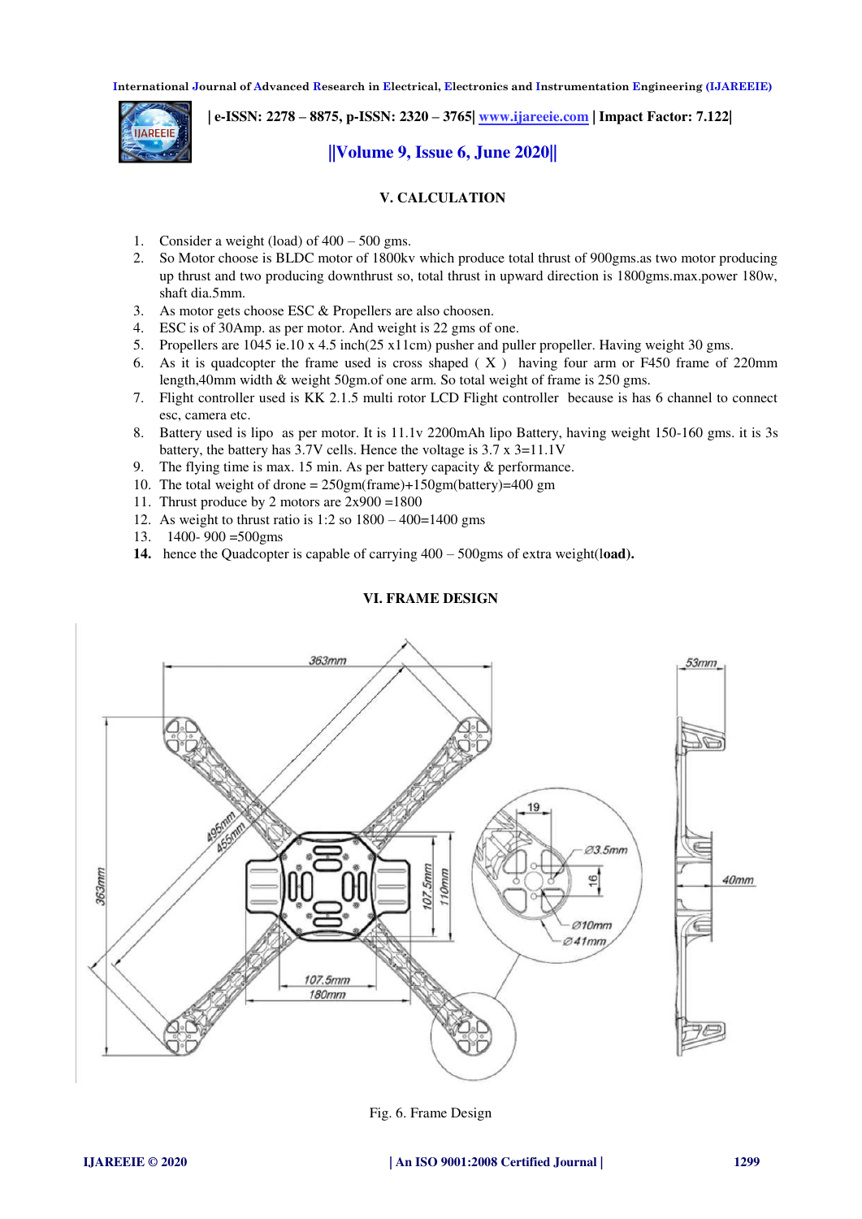## V. CALCULATION

1. Consider a weight (load) of 400 – 500 gms.
2. So Motor choose is BLDC motor of 1800kv which produce total thrust of 900gms.as two motor producing up thrust and two producing downthrust so, total thrust in upward direction is 1800gms.max.power 180w, shaft dia.5mm.
3. As motor gets choose ESC & Propellers are also choosen.
4. ESC is of 30Amp. as per motor. And weight is 22 gms of one.
5. Propellers are 1045 ie.10 x 4.5 inch(25 x11cm) pusher and puller propeller. Having weight 30 gms.
6. As it is quadcopter the frame used is cross shaped ( X ) having four arm or F450 frame of 220mm length,40mm width & weight 50gm.of one arm. So total weight of frame is 250 gms.
7. Flight controller used is KK 2.1.5 multi rotor LCD Flight controller because is has 6 channel to connect esc, camera etc.
8. Battery used is lipo as per motor. It is 11.1v 2200mAh lipo Battery, having weight 150-160 gms. it is 3s battery, the battery has 3.7V cells. Hence the voltage is 3.7 x 3=11.1V
9. The flying time is max. 15 min. As per battery capacity & performance.
10. The total weight of drone = 250gm(frame)+150gm(battery)=400 gm
11. Thrust produce by 2 motors are 2x900 =1800
12. As weight to thrust ratio is 1:2 so 1800 – 400=1400 gms
13. 1400- 900 =500gms
14. hence the Quadcopter is capable of carrying 400 – 500gms of extra weight(**load).**

## VI. FRAME DESIGN

Fig. 6. Frame Design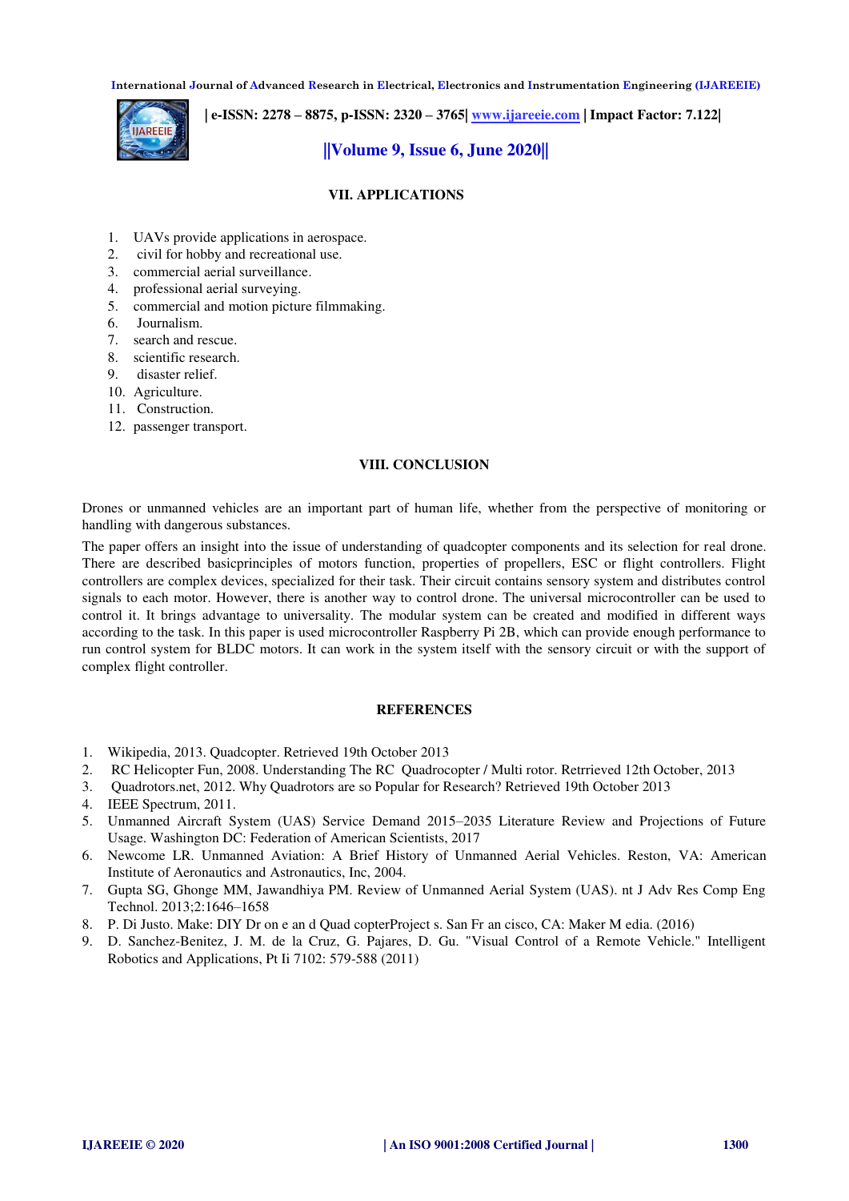## VII. APPLICATIONS

1. UAVs provide applications in aerospace.
2. civil for hobby and recreational use.
3. commercial aerial surveillance.
4. professional aerial surveying.
5. commercial and motion picture filmmaking.
6. Journalism.
7. search and rescue.
8. scientific research.
9. disaster relief.
10. Agriculture.
11. Construction.
12. passenger transport.

## VIII. CONCLUSION

Drones or unmanned vehicles are an important part of human life, whether from the perspective of monitoring or handling with dangerous substances.

The paper offers an insight into the issue of understanding of quadcopter components and its selection for real drone. There are described basicprinciples of motors function, properties of propellers, ESC or flight controllers. Flight controllers are complex devices, specialized for their task. Their circuit contains sensory system and distributes control signals to each motor. However, there is another way to control drone. The universal microcontroller can be used to control it. It brings advantage to universality. The modular system can be created and modified in different ways according to the task. In this paper is used microcontroller Raspberry Pi 2B, which can provide enough performance to run control system for BLDC motors. It can work in the system itself with the sensory circuit or with the support of complex flight controller.

## REFERENCES

1. Wikipedia, 2013. Quadcopter. Retrieved 19th October 2013
2. RC Helicopter Fun, 2008. Understanding The RC Quadrocopter / Multi rotor. Retrrieved 12th October, 2013
3. Quadrotors.net, 2012. Why Quadrotors are so Popular for Research? Retrieved 19th October 2013
4. IEEE Spectrum, 2011.
5. Unmanned Aircraft System (UAS) Service Demand 2015–2035 Literature Review and Projections of Future Usage. Washington DC: Federation of American Scientists, 2017
6. Newcome LR. Unmanned Aviation: A Brief History of Unmanned Aerial Vehicles. Reston, VA: American Institute of Aeronautics and Astronautics, Inc, 2004.
7. Gupta SG, Ghonge MM, Jawandhiya PM. Review of Unmanned Aerial System (UAS). nt J Adv Res Comp Eng Technol. 2013;2:1646–1658
8. P. Di Justo. Make: DIY Dr on e an d Quad copterProject s. San Fr an cisco, CA: Maker M edia. (2016)
9. D. Sanchez-Benitez, J. M. de la Cruz, G. Pajares, D. Gu. "Visual Control of a Remote Vehicle." Intelligent Robotics and Applications, Pt Ii 7102: 579-588 (2011)